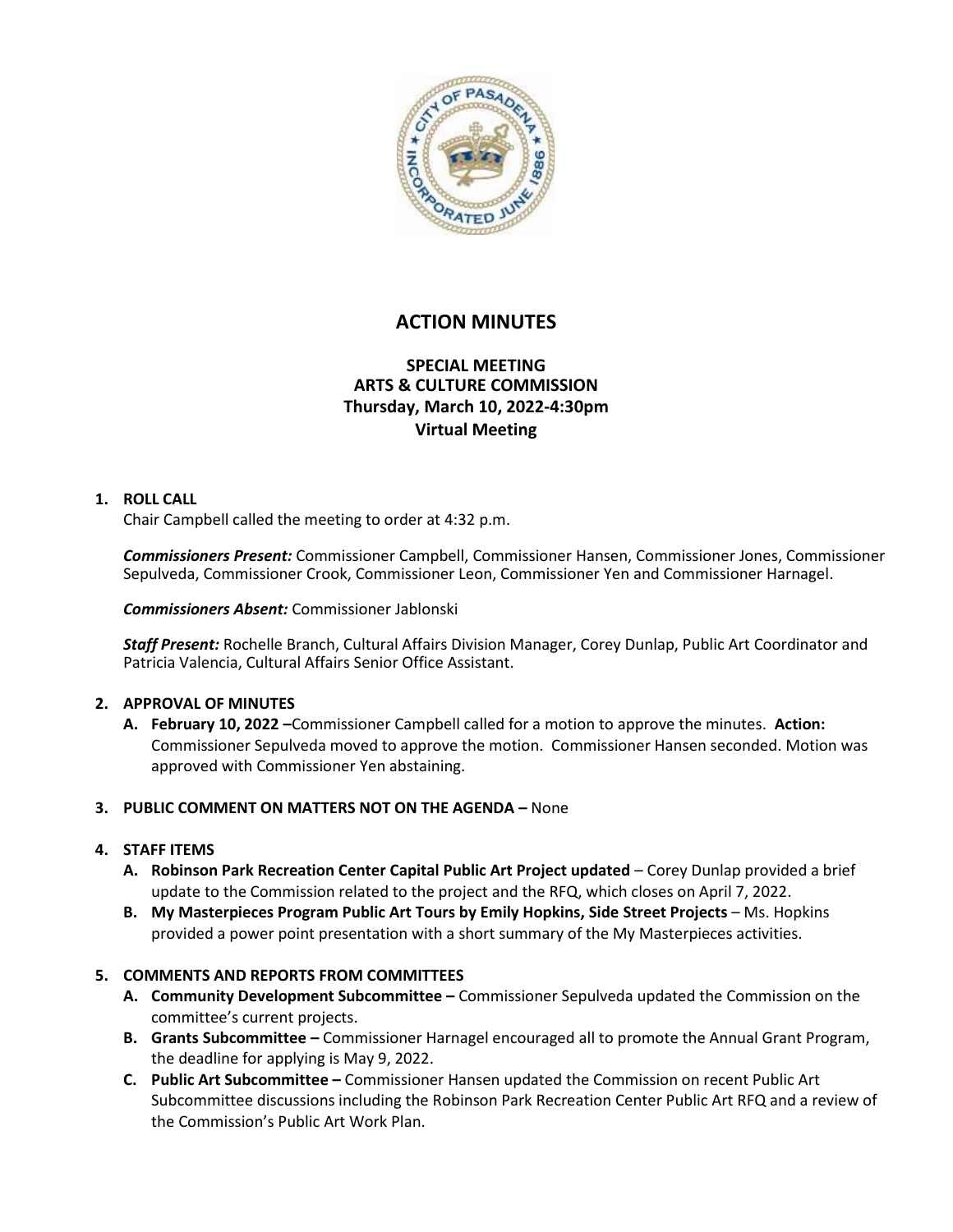# ACTION MINUTES

## SPECIAL MEETING
## ARTS & CULTURE COMMISSION
## Thursday, March 10, 2022-4:30pm
## Virtual Meeting

1. **ROLL CALL**

   Chair Campbell called the meeting to order at 4:32 p.m.

   ***Commissioners Present:*** Commissioner Campbell, Commissioner Hansen, Commissioner Jones, Commissioner Sepulveda, Commissioner Crook, Commissioner Leon, Commissioner Yen and Commissioner Harnagel.

   ***Commissioners Absent:*** Commissioner Jablonski

   ***Staff Present:*** Rochelle Branch, Cultural Affairs Division Manager, Corey Dunlap, Public Art Coordinator and Patricia Valencia, Cultural Affairs Senior Office Assistant.

2. **APPROVAL OF MINUTES**
   - **A. February 10, 2022 –**Commissioner Campbell called for a motion to approve the minutes. **Action:** Commissioner Sepulveda moved to approve the motion. Commissioner Hansen seconded. Motion was approved with Commissioner Yen abstaining.

3. **PUBLIC COMMENT ON MATTERS NOT ON THE AGENDA –** None

4. **STAFF ITEMS**
   - **A. Robinson Park Recreation Center Capital Public Art Project updated** – Corey Dunlap provided a brief update to the Commission related to the project and the RFQ, which closes on April 7, 2022.
   - **B. My Masterpieces Program Public Art Tours by Emily Hopkins, Side Street Projects** – Ms. Hopkins provided a power point presentation with a short summary of the My Masterpieces activities.

5. **COMMENTS AND REPORTS FROM COMMITTEES**
   - **A. Community Development Subcommittee –** Commissioner Sepulveda updated the Commission on the committee's current projects.
   - **B. Grants Subcommittee –** Commissioner Harnagel encouraged all to promote the Annual Grant Program, the deadline for applying is May 9, 2022.
   - **C. Public Art Subcommittee –** Commissioner Hansen updated the Commission on recent Public Art Subcommittee discussions including the Robinson Park Recreation Center Public Art RFQ and a review of the Commission's Public Art Work Plan.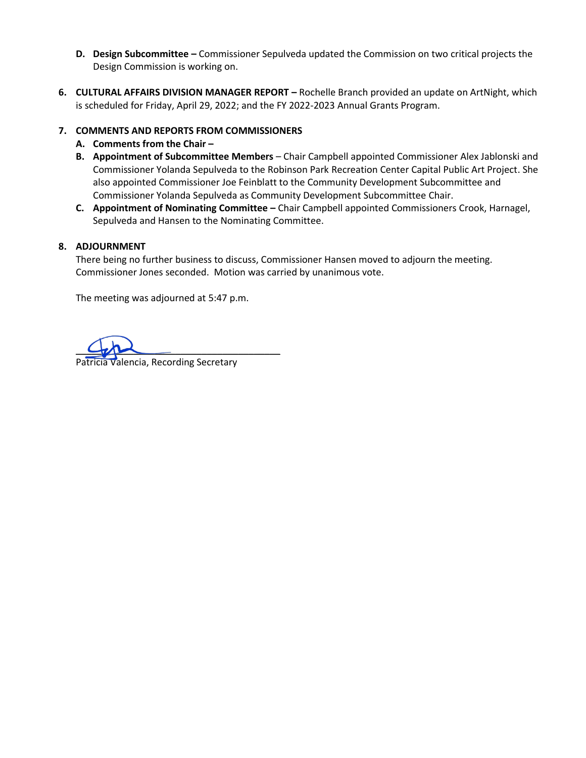D. **Design Subcommittee –** Commissioner Sepulveda updated the Commission on two critical projects the Design Commission is working on.

6. **CULTURAL AFFAIRS DIVISION MANAGER REPORT –** Rochelle Branch provided an update on ArtNight, which is scheduled for Friday, April 29, 2022; and the FY 2022-2023 Annual Grants Program.

7. **COMMENTS AND REPORTS FROM COMMISSIONERS**
   - A. **Comments from the Chair –**
   - B. **Appointment of Subcommittee Members** – Chair Campbell appointed Commissioner Alex Jablonski and Commissioner Yolanda Sepulveda to the Robinson Park Recreation Center Capital Public Art Project. She also appointed Commissioner Joe Feinblatt to the Community Development Subcommittee and Commissioner Yolanda Sepulveda as Community Development Subcommittee Chair.
   - C. **Appointment of Nominating Committee –** Chair Campbell appointed Commissioners Crook, Harnagel, Sepulveda and Hansen to the Nominating Committee.

8. **ADJOURNMENT**

   There being no further business to discuss, Commissioner Hansen moved to adjourn the meeting. Commissioner Jones seconded. Motion was carried by unanimous vote.

   The meeting was adjourned at 5:47 p.m.

\_\_\_\_\_\_\_\_\_\_\_\_\_\_\_\_\_\_\_\_\_\_\_\_\_\_\_\_\_\_\_\_\_\_\_\_\_\_\_\_
Patricia Valencia, Recording Secretary